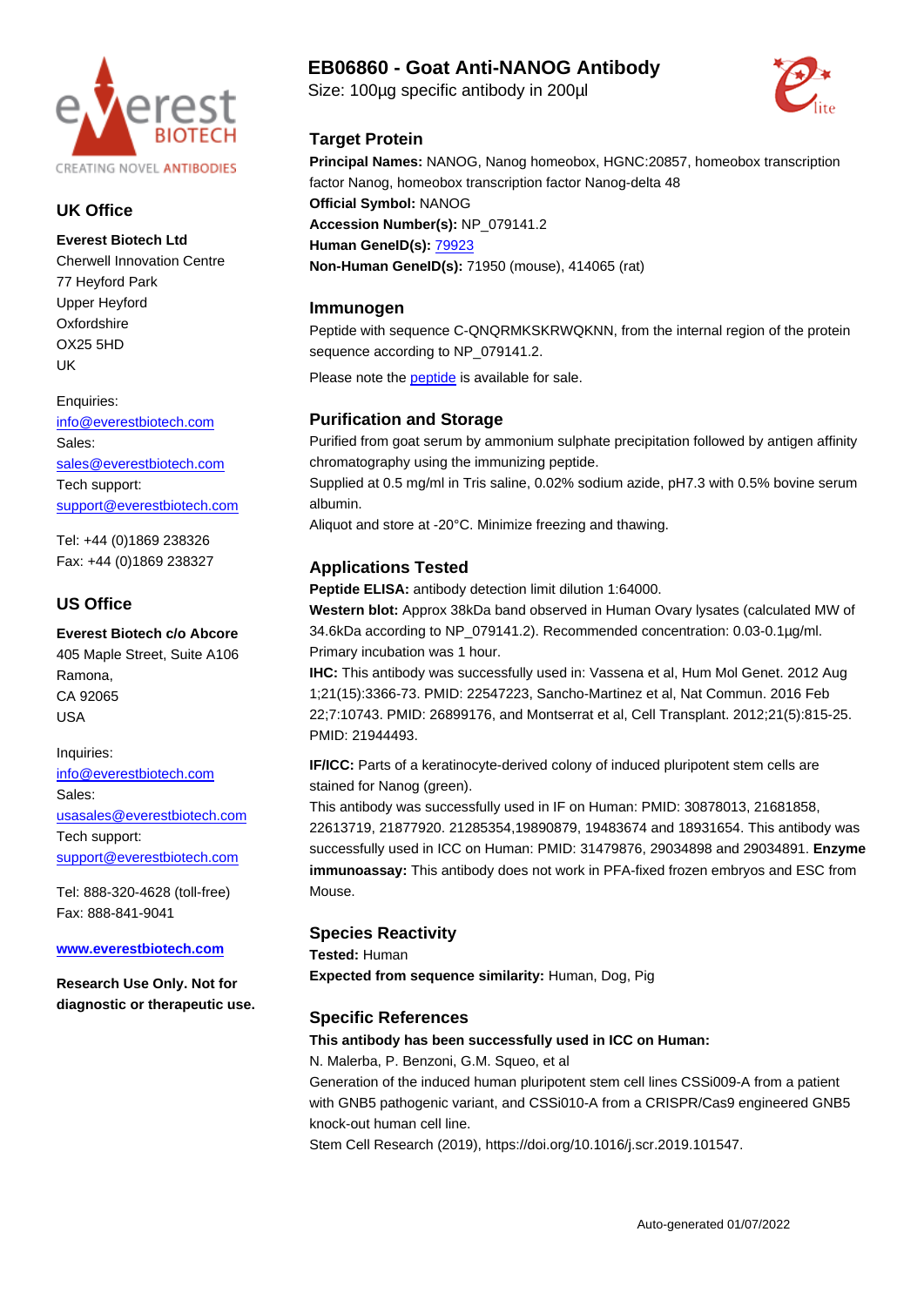# EB06860 - Goat Anti-NANOG Antibody

Size: 100µg specific antibody in 200µl

## UK Office

**Everest Biotech Ltd**
Cherwell Innovation Centre
77 Heyford Park
Upper Heyford
Oxfordshire
OX25 5HD
UK

Enquiries:
info@everestbiotech.com
Sales:
sales@everestbiotech.com
Tech support:
support@everestbiotech.com

Tel: +44 (0)1869 238326
Fax: +44 (0)1869 238327

## US Office

**Everest Biotech c/o Abcore**
405 Maple Street, Suite A106
Ramona,
CA 92065
USA

Inquiries:
info@everestbiotech.com
Sales:
usasales@everestbiotech.com
Tech support:
support@everestbiotech.com

Tel: 888-320-4628 (toll-free)
Fax: 888-841-9041

**www.everestbiotech.com**

**Research Use Only. Not for diagnostic or therapeutic use.**

## Target Protein

**Principal Names:** NANOG, Nanog homeobox, HGNC:20857, homeobox transcription factor Nanog, homeobox transcription factor Nanog-delta 48
**Official Symbol:** NANOG
**Accession Number(s):** NP_079141.2
**Human GeneID(s):** 79923
**Non-Human GeneID(s):** 71950 (mouse), 414065 (rat)

## Immunogen

Peptide with sequence C-QNQRMKSKRWQKNN, from the internal region of the protein sequence according to NP_079141.2.

Please note the peptide is available for sale.

## Purification and Storage

Purified from goat serum by ammonium sulphate precipitation followed by antigen affinity chromatography using the immunizing peptide.
Supplied at 0.5 mg/ml in Tris saline, 0.02% sodium azide, pH7.3 with 0.5% bovine serum albumin.
Aliquot and store at -20°C. Minimize freezing and thawing.

## Applications Tested

**Peptide ELISA:** antibody detection limit dilution 1:64000.
**Western blot:** Approx 38kDa band observed in Human Ovary lysates (calculated MW of 34.6kDa according to NP_079141.2). Recommended concentration: 0.03-0.1µg/ml. Primary incubation was 1 hour.
**IHC:** This antibody was successfully used in: Vassena et al, Hum Mol Genet. 2012 Aug 1;21(15):3366-73. PMID: 22547223, Sancho-Martinez et al, Nat Commun. 2016 Feb 22;7:10743. PMID: 26899176, and Montserrat et al, Cell Transplant. 2012;21(5):815-25. PMID: 21944493.

**IF/ICC:** Parts of a keratinocyte-derived colony of induced pluripotent stem cells are stained for Nanog (green).
This antibody was successfully used in IF on Human: PMID: 30878013, 21681858, 22613719, 21877920. 21285354,19890879, 19483674 and 18931654. This antibody was successfully used in ICC on Human: PMID: 31479876, 29034898 and 29034891. **Enzyme immunoassay:** This antibody does not work in PFA-fixed frozen embryos and ESC from Mouse.

## Species Reactivity

**Tested:** Human
**Expected from sequence similarity:** Human, Dog, Pig

## Specific References

**This antibody has been successfully used in ICC on Human:**
N. Malerba, P. Benzoni, G.M. Squeo, et al
Generation of the induced human pluripotent stem cell lines CSSi009-A from a patient with GNB5 pathogenic variant, and CSSi010-A from a CRISPR/Cas9 engineered GNB5 knock-out human cell line.
Stem Cell Research (2019), https://doi.org/10.1016/j.scr.2019.101547.

Auto-generated 01/07/2022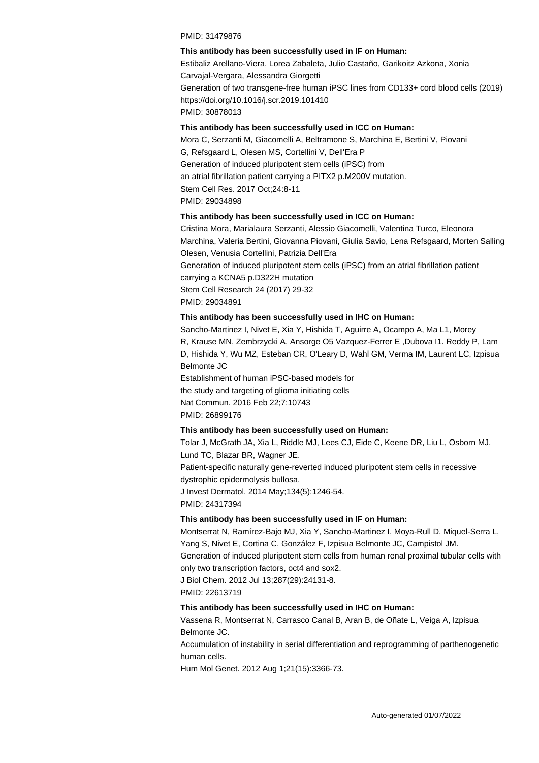PMID: 31479876

**This antibody has been successfully used in IF on Human:**

Estibaliz Arellano-Viera, Lorea Zabaleta, Julio Castaño, Garikoitz Azkona, Xonia Carvajal-Vergara, Alessandra Giorgetti

Generation of two transgene-free human iPSC lines from CD133+ cord blood cells (2019)

https://doi.org/10.1016/j.scr.2019.101410

PMID: 30878013

**This antibody has been successfully used in ICC on Human:**

Mora C, Serzanti M, Giacomelli A, Beltramone S, Marchina E, Bertini V, Piovani G, Refsgaard L, Olesen MS, Cortellini V, Dell'Era P

Generation of induced pluripotent stem cells (iPSC) from an atrial fibrillation patient carrying a PITX2 p.M200V mutation.

Stem Cell Res. 2017 Oct;24:8-11

PMID: 29034898

**This antibody has been successfully used in ICC on Human:**

Cristina Mora, Marialaura Serzanti, Alessio Giacomelli, Valentina Turco, Eleonora Marchina, Valeria Bertini, Giovanna Piovani, Giulia Savio, Lena Refsgaard, Morten Salling Olesen, Venusia Cortellini, Patrizia Dell'Era

Generation of induced pluripotent stem cells (iPSC) from an atrial fibrillation patient carrying a KCNA5 p.D322H mutation

Stem Cell Research 24 (2017) 29-32

PMID: 29034891

**This antibody has been successfully used in IHC on Human:**

Sancho-Martinez I, Nivet E, Xia Y, Hishida T, Aguirre A, Ocampo A, Ma L1, Morey R, Krause MN, Zembrzycki A, Ansorge O5 Vazquez-Ferrer E ,Dubova I1. Reddy P, Lam D, Hishida Y, Wu MZ, Esteban CR, O'Leary D, Wahl GM, Verma IM, Laurent LC, Izpisua Belmonte JC

Establishment of human iPSC-based models for the study and targeting of glioma initiating cells

Nat Commun. 2016 Feb 22;7:10743

PMID: 26899176

**This antibody has been successfully used on Human:**

Tolar J, McGrath JA, Xia L, Riddle MJ, Lees CJ, Eide C, Keene DR, Liu L, Osborn MJ, Lund TC, Blazar BR, Wagner JE.

Patient-specific naturally gene-reverted induced pluripotent stem cells in recessive dystrophic epidermolysis bullosa.

J Invest Dermatol. 2014 May;134(5):1246-54.

PMID: 24317394

**This antibody has been successfully used in IF on Human:**

Montserrat N, Ramírez-Bajo MJ, Xia Y, Sancho-Martinez I, Moya-Rull D, Miquel-Serra L, Yang S, Nivet E, Cortina C, González F, Izpisua Belmonte JC, Campistol JM.

Generation of induced pluripotent stem cells from human renal proximal tubular cells with only two transcription factors, oct4 and sox2.

J Biol Chem. 2012 Jul 13;287(29):24131-8.

PMID: 22613719

**This antibody has been successfully used in IHC on Human:**

Vassena R, Montserrat N, Carrasco Canal B, Aran B, de Oñate L, Veiga A, Izpisua Belmonte JC.

Accumulation of instability in serial differentiation and reprogramming of parthenogenetic human cells.

Hum Mol Genet. 2012 Aug 1;21(15):3366-73.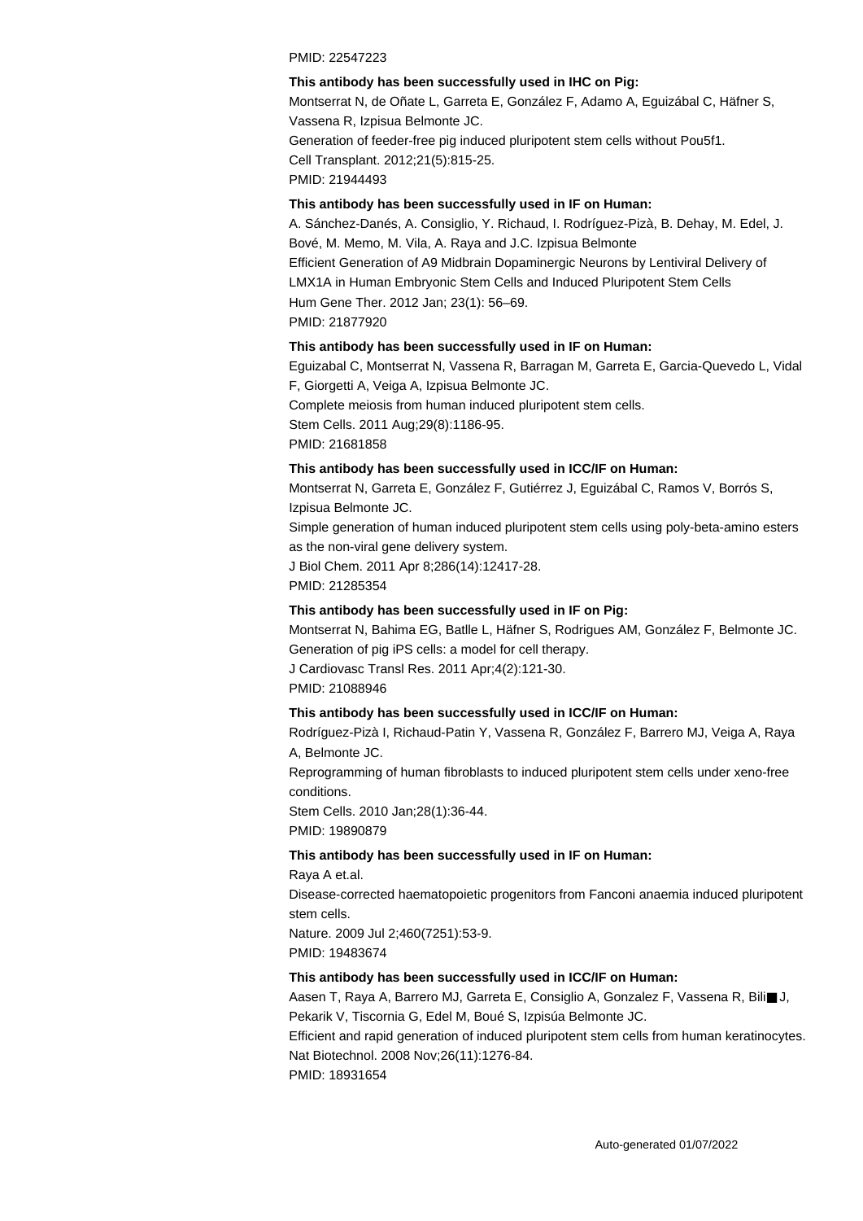PMID: 22547223

**This antibody has been successfully used in IHC on Pig:**

Montserrat N, de Oñate L, Garreta E, González F, Adamo A, Eguizábal C, Häfner S, Vassena R, Izpisua Belmonte JC.
Generation of feeder-free pig induced pluripotent stem cells without Pou5f1.
Cell Transplant. 2012;21(5):815-25.
PMID: 21944493

**This antibody has been successfully used in IF on Human:**

A. Sánchez-Danés, A. Consiglio, Y. Richaud, I. Rodríguez-Pizà, B. Dehay, M. Edel, J. Bové, M. Memo, M. Vila, A. Raya and J.C. Izpisua Belmonte
Efficient Generation of A9 Midbrain Dopaminergic Neurons by Lentiviral Delivery of LMX1A in Human Embryonic Stem Cells and Induced Pluripotent Stem Cells
Hum Gene Ther. 2012 Jan; 23(1): 56–69.
PMID: 21877920

**This antibody has been successfully used in IF on Human:**

Eguizabal C, Montserrat N, Vassena R, Barragan M, Garreta E, Garcia-Quevedo L, Vidal F, Giorgetti A, Veiga A, Izpisua Belmonte JC.
Complete meiosis from human induced pluripotent stem cells.
Stem Cells. 2011 Aug;29(8):1186-95.
PMID: 21681858

**This antibody has been successfully used in ICC/IF on Human:**

Montserrat N, Garreta E, González F, Gutiérrez J, Eguizábal C, Ramos V, Borrós S, Izpisua Belmonte JC.
Simple generation of human induced pluripotent stem cells using poly-beta-amino esters as the non-viral gene delivery system.
J Biol Chem. 2011 Apr 8;286(14):12417-28.
PMID: 21285354

**This antibody has been successfully used in IF on Pig:**

Montserrat N, Bahima EG, Batlle L, Häfner S, Rodrigues AM, González F, Belmonte JC.
Generation of pig iPS cells: a model for cell therapy.
J Cardiovasc Transl Res. 2011 Apr;4(2):121-30.
PMID: 21088946

**This antibody has been successfully used in ICC/IF on Human:**

Rodríguez-Pizà I, Richaud-Patin Y, Vassena R, González F, Barrero MJ, Veiga A, Raya A, Belmonte JC.
Reprogramming of human fibroblasts to induced pluripotent stem cells under xeno-free conditions.
Stem Cells. 2010 Jan;28(1):36-44.
PMID: 19890879

**This antibody has been successfully used in IF on Human:**

Raya A et.al.
Disease-corrected haematopoietic progenitors from Fanconi anaemia induced pluripotent stem cells.
Nature. 2009 Jul 2;460(7251):53-9.
PMID: 19483674

**This antibody has been successfully used in ICC/IF on Human:**

Aasen T, Raya A, Barrero MJ, Garreta E, Consiglio A, Gonzalez F, Vassena R, Bili■ J, Pekarik V, Tiscornia G, Edel M, Boué S, Izpisúa Belmonte JC.
Efficient and rapid generation of induced pluripotent stem cells from human keratinocytes.
Nat Biotechnol. 2008 Nov;26(11):1276-84.
PMID: 18931654

Auto-generated 01/07/2022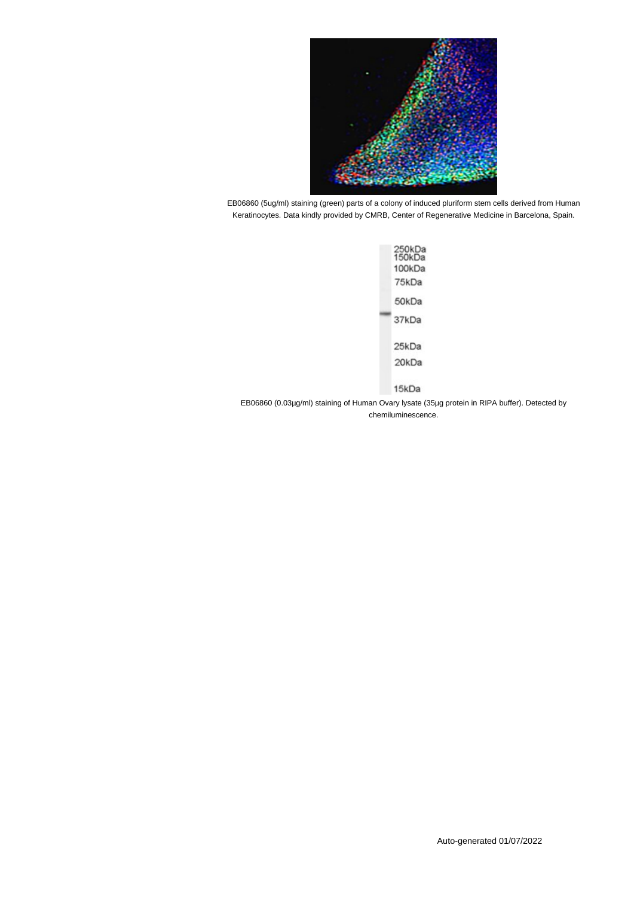EB06860 (5ug/ml) staining (green) parts of a colony of induced pluriform stem cells derived from Human Keratinocytes. Data kindly provided by CMRB, Center of Regenerative Medicine in Barcelona, Spain.

250kDa
150kDa
100kDa
75kDa
50kDa
37kDa
25kDa
20kDa
15kDa

EB06860 (0.03µg/ml) staining of Human Ovary lysate (35µg protein in RIPA buffer). Detected by chemiluminescence.

Auto-generated 01/07/2022